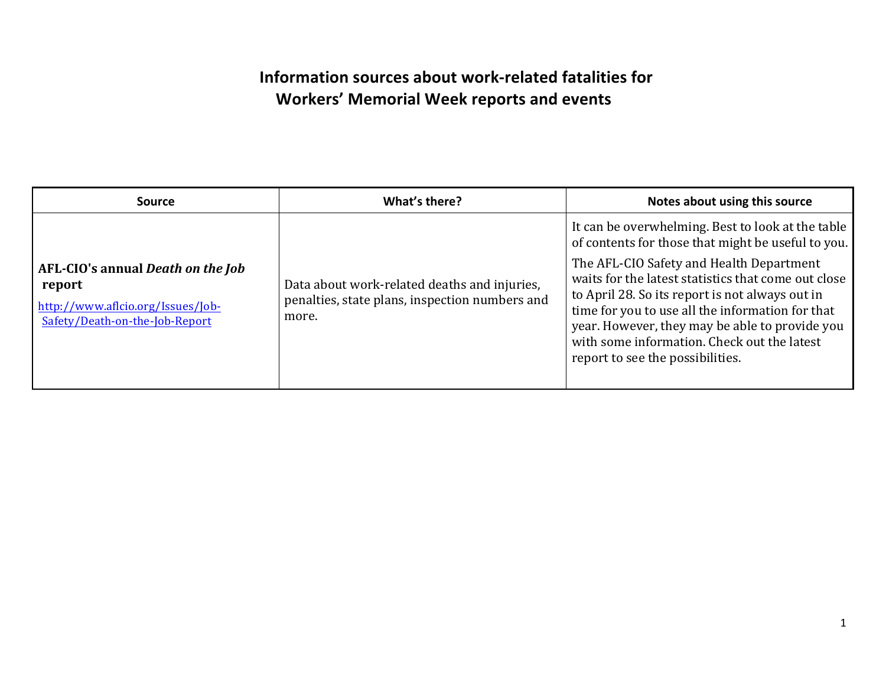# Information sources about work-related fatalities for Workers' Memorial Week reports and events

| Source | What's there? | Notes about using this source |
|---|---|---|
| **AFL-CIO's annual *Death on the Job* report** http://www.aflcio.org/Issues/Job-Safety/Death-on-the-Job-Report | Data about work-related deaths and injuries, penalties, state plans, inspection numbers and more. | It can be overwhelming. Best to look at the table of contents for those that might be useful to you. The AFL-CIO Safety and Health Department waits for the latest statistics that come out close to April 28. So its report is not always out in time for you to use all the information for that year. However, they may be able to provide you with some information. Check out the latest report to see the possibilities. |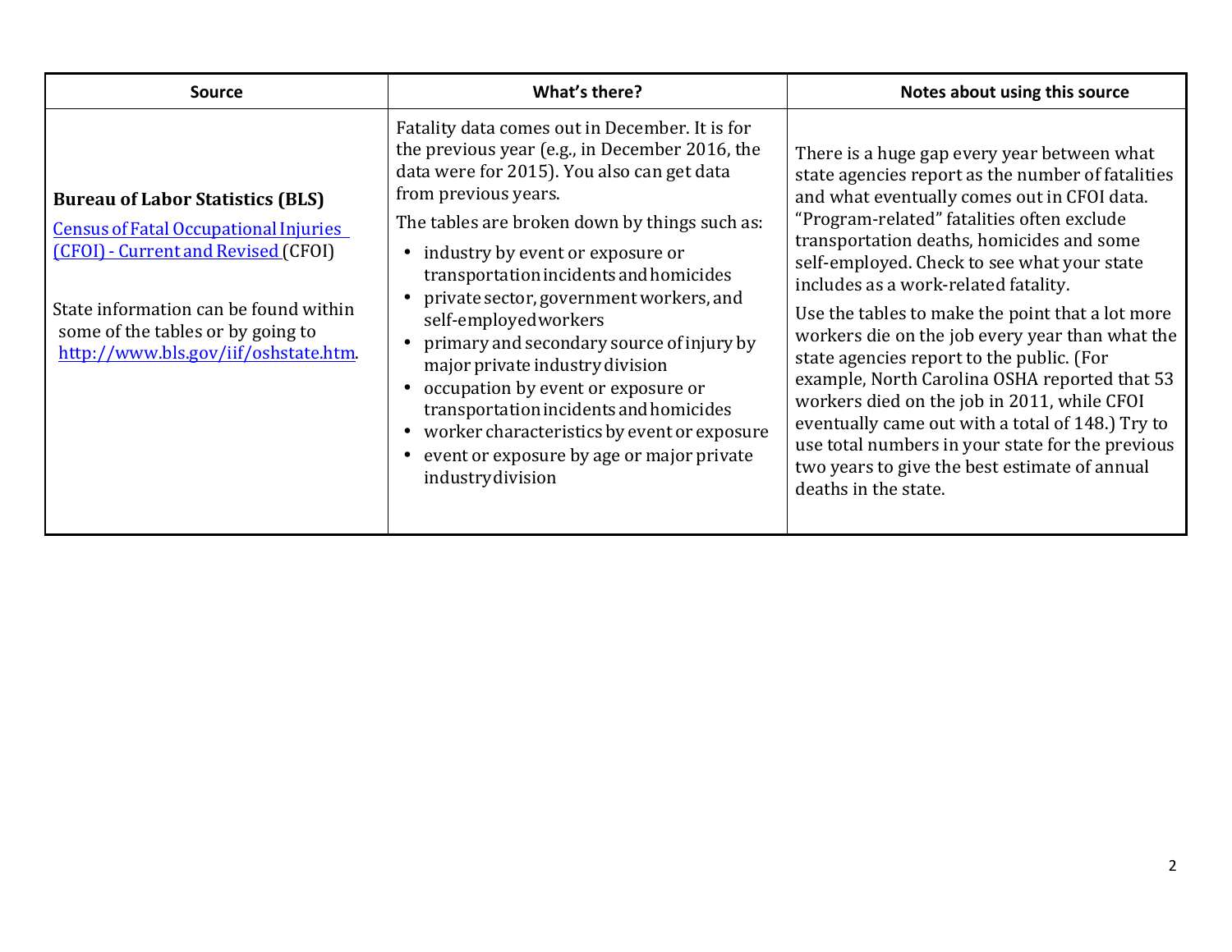| Source | What's there? | Notes about using this source |
|---|---|---|
| **Bureau of Labor Statistics (BLS)**<br>Census of Fatal Occupational Injuries (CFOI) - Current and Revised (CFOI)<br><br>State information can be found within some of the tables or by going to http://www.bls.gov/iif/oshstate.htm. | Fatality data comes out in December. It is for the previous year (e.g., in December 2016, the data were for 2015). You also can get data from previous years.<br>The tables are broken down by things such as:<br>• industry by event or exposure or transportation incidents and homicides<br>• private sector, government workers, and self-employed workers<br>• primary and secondary source of injury by major private industry division<br>• occupation by event or exposure or transportation incidents and homicides<br>• worker characteristics by event or exposure<br>• event or exposure by age or major private industry division | There is a huge gap every year between what state agencies report as the number of fatalities and what eventually comes out in CFOI data. "Program-related" fatalities often exclude transportation deaths, homicides and some self-employed. Check to see what your state includes as a work-related fatality.<br>Use the tables to make the point that a lot more workers die on the job every year than what the state agencies report to the public. (For example, North Carolina OSHA reported that 53 workers died on the job in 2011, while CFOI eventually came out with a total of 148.) Try to use total numbers in your state for the previous two years to give the best estimate of annual deaths in the state. |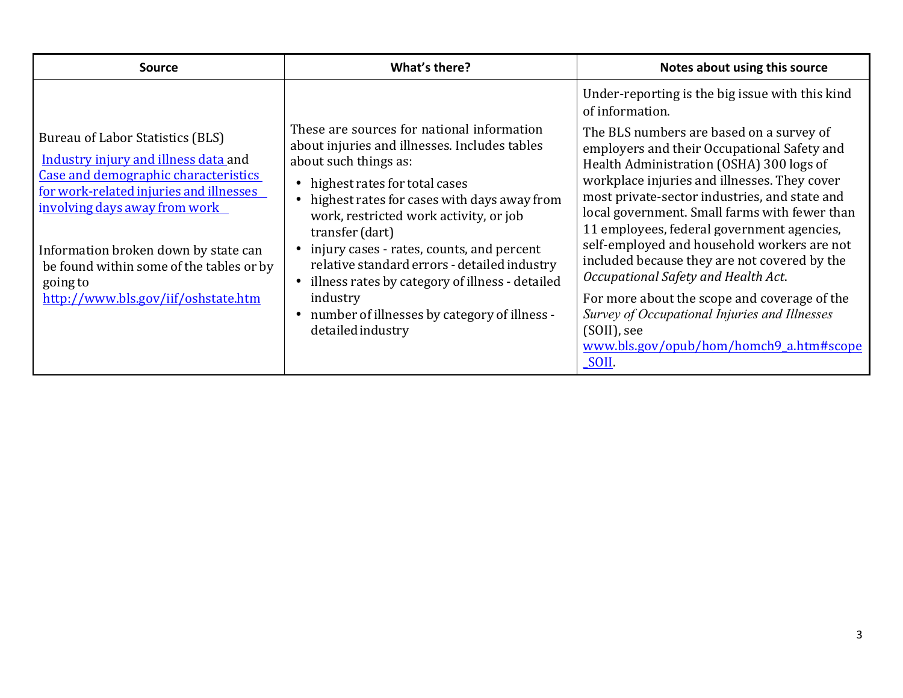| Source | What's there? | Notes about using this source |
|---|---|---|
| Bureau of Labor Statistics (BLS)<br>Industry injury and illness data and Case and demographic characteristics for work-related injuries and illnesses involving days away from work<br><br>Information broken down by state can be found within some of the tables or by going to http://www.bls.gov/iif/oshstate.htm | These are sources for national information about injuries and illnesses. Includes tables about such things as:<br>• highest rates for total cases<br>• highest rates for cases with days away from work, restricted work activity, or job transfer (dart)<br>• injury cases - rates, counts, and percent relative standard errors - detailed industry<br>• illness rates by category of illness - detailed industry<br>• number of illnesses by category of illness - detailed industry | Under-reporting is the big issue with this kind of information.<br><br>The BLS numbers are based on a survey of employers and their Occupational Safety and Health Administration (OSHA) 300 logs of workplace injuries and illnesses. They cover most private-sector industries, and state and local government. Small farms with fewer than 11 employees, federal government agencies, self-employed and household workers are not included because they are not covered by the *Occupational Safety and Health Act*.<br><br>For more about the scope and coverage of the *Survey of Occupational Injuries and Illnesses* (SOII), see www.bls.gov/opub/hom/homch9_a.htm#scope_SOII. |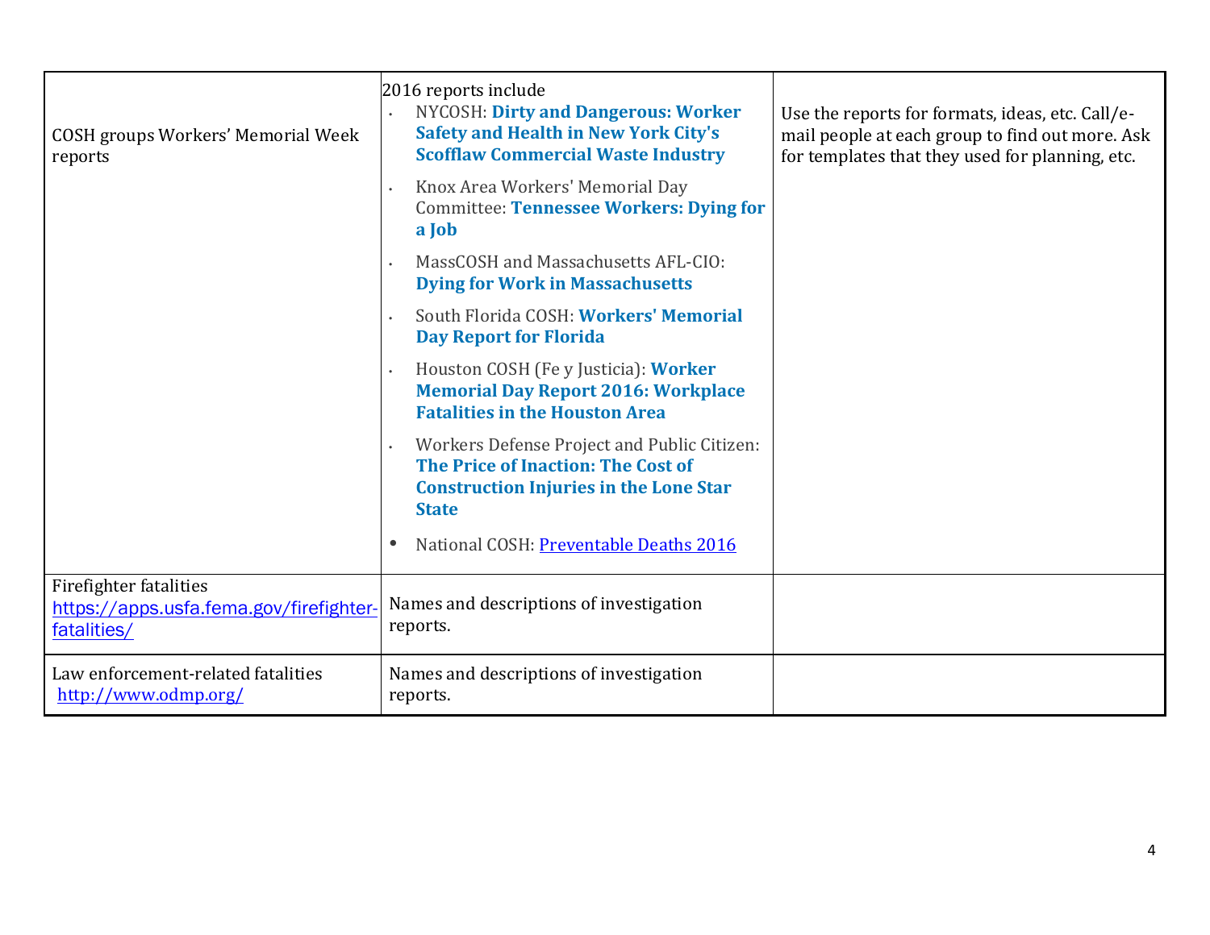| | | |
|---|---|---|
| COSH groups Workers' Memorial Week reports | 2016 reports include<br>• NYCOSH: **Dirty and Dangerous: Worker Safety and Health in New York City's Scofflaw Commercial Waste Industry**<br>• Knox Area Workers' Memorial Day Committee: **Tennessee Workers: Dying for a Job**<br>• MassCOSH and Massachusetts AFL-CIO: **Dying for Work in Massachusetts**<br>• South Florida COSH: **Workers' Memorial Day Report for Florida**<br>• Houston COSH (Fe y Justicia): **Worker Memorial Day Report 2016: Workplace Fatalities in the Houston Area**<br>• Workers Defense Project and Public Citizen: **The Price of Inaction: The Cost of Construction Injuries in the Lone Star State**<br>• National COSH: Preventable Deaths 2016 | Use the reports for formats, ideas, etc. Call/e-mail people at each group to find out more. Ask for templates that they used for planning, etc. |
| Firefighter fatalities https://apps.usfa.fema.gov/firefighter-fatalities/ | Names and descriptions of investigation reports. | |
| Law enforcement-related fatalities http://www.odmp.org/ | Names and descriptions of investigation reports. | |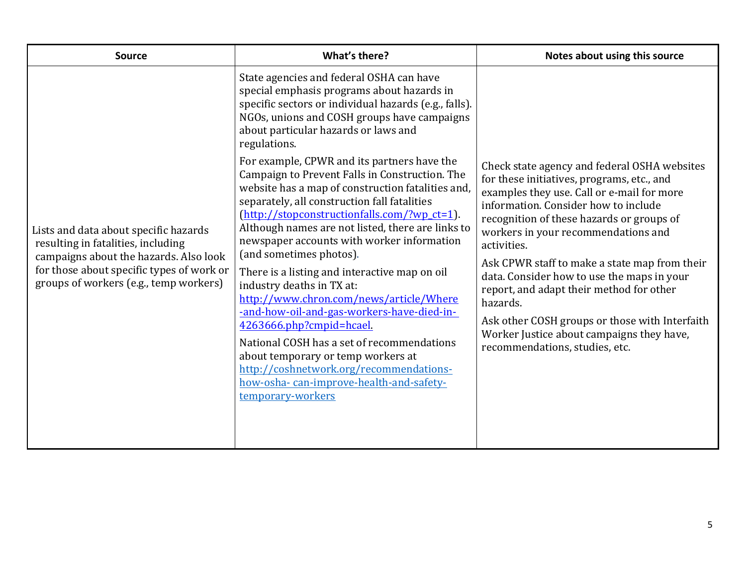| Source | What's there? | Notes about using this source |
| --- | --- | --- |
| Lists and data about specific hazards resulting in fatalities, including campaigns about the hazards. Also look for those about specific types of work or groups of workers (e.g., temp workers) | State agencies and federal OSHA can have special emphasis programs about hazards in specific sectors or individual hazards (e.g., falls). NGOs, unions and COSH groups have campaigns about particular hazards or laws and regulations.<br><br>For example, CPWR and its partners have the Campaign to Prevent Falls in Construction. The website has a map of construction fatalities and, separately, all construction fall fatalities (http://stopconstructionfalls.com/?wp_ct=1). Although names are not listed, there are links to newspaper accounts with worker information (and sometimes photos).<br><br>There is a listing and interactive map on oil industry deaths in TX at: http://www.chron.com/news/article/Where-and-how-oil-and-gas-workers-have-died-in-4263666.php?cmpid=hcael.<br><br>National COSH has a set of recommendations about temporary or temp workers at http://coshnetwork.org/recommendations-how-osha- can-improve-health-and-safety-temporary-workers | Check state agency and federal OSHA websites for these initiatives, programs, etc., and examples they use. Call or e-mail for more information. Consider how to include recognition of these hazards or groups of workers in your recommendations and activities.<br><br>Ask CPWR staff to make a state map from their data. Consider how to use the maps in your report, and adapt their method for other hazards.<br><br>Ask other COSH groups or those with Interfaith Worker Justice about campaigns they have, recommendations, studies, etc. |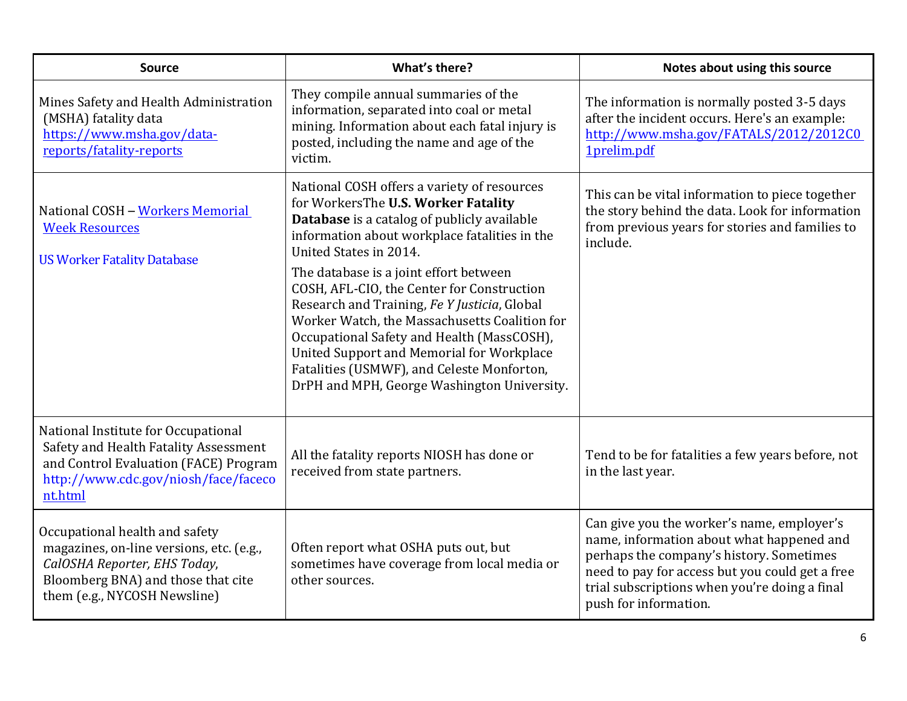| Source | What's there? | Notes about using this source |
|---|---|---|
| Mines Safety and Health Administration (MSHA) fatality data https://www.msha.gov/data-reports/fatality-reports | They compile annual summaries of the information, separated into coal or metal mining. Information about each fatal injury is posted, including the name and age of the victim. | The information is normally posted 3-5 days after the incident occurs. Here's an example: http://www.msha.gov/FATALS/2012/2012C01prelim.pdf |
| National COSH – Workers Memorial Week Resources<br><br>US Worker Fatality Database | National COSH offers a variety of resources for WorkersThe **U.S. Worker Fatality Database** is a catalog of publicly available information about workplace fatalities in the United States in 2014.<br><br>The database is a joint effort between COSH, AFL-CIO, the Center for Construction Research and Training, *Fe Y Justicia*, Global Worker Watch, the Massachusetts Coalition for Occupational Safety and Health (MassCOSH), United Support and Memorial for Workplace Fatalities (USMWF), and Celeste Monforton, DrPH and MPH, George Washington University. | This can be vital information to piece together the story behind the data. Look for information from previous years for stories and families to include. |
| National Institute for Occupational Safety and Health Fatality Assessment and Control Evaluation (FACE) Program http://www.cdc.gov/niosh/face/faceco nt.html | All the fatality reports NIOSH has done or received from state partners. | Tend to be for fatalities a few years before, not in the last year. |
| Occupational health and safety magazines, on-line versions, etc. (e.g., *CalOSHA Reporter*, *EHS Today*, Bloomberg BNA) and those that cite them (e.g., NYCOSH Newsline) | Often report what OSHA puts out, but sometimes have coverage from local media or other sources. | Can give you the worker's name, employer's name, information about what happened and perhaps the company's history. Sometimes need to pay for access but you could get a free trial subscriptions when you're doing a final push for information. |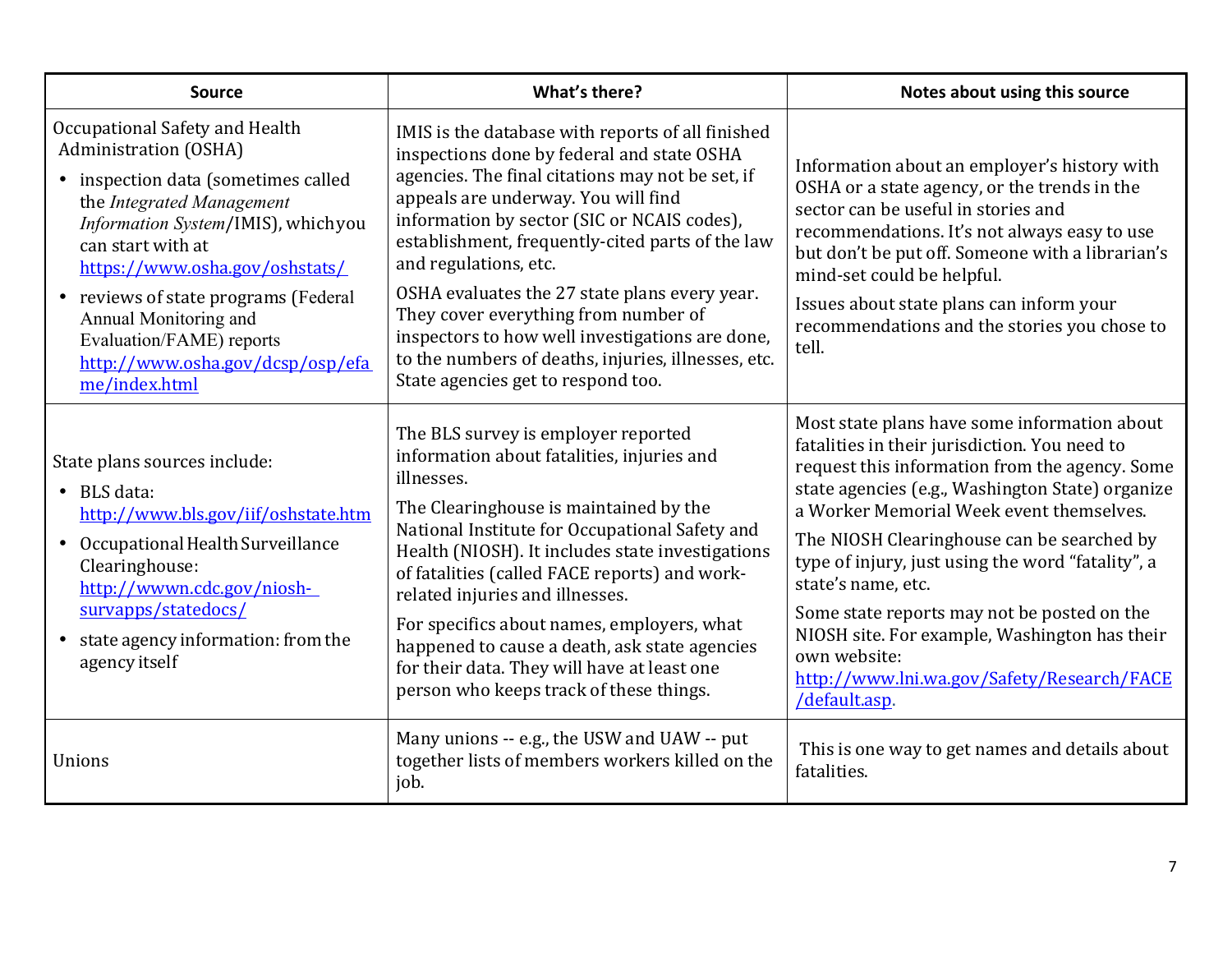| Source | What's there? | Notes about using this source |
|---|---|---|
| Occupational Safety and Health Administration (OSHA)<br>• inspection data (sometimes called the *Integrated Management Information System*/IMIS), which you can start with at https://www.osha.gov/oshstats/<br>• reviews of state programs (Federal Annual Monitoring and Evaluation/FAME) reports http://www.osha.gov/dcsp/osp/efame/index.html | IMIS is the database with reports of all finished inspections done by federal and state OSHA agencies. The final citations may not be set, if appeals are underway. You will find information by sector (SIC or NCAIS codes), establishment, frequently-cited parts of the law and regulations, etc.<br>OSHA evaluates the 27 state plans every year. They cover everything from number of inspectors to how well investigations are done, to the numbers of deaths, injuries, illnesses, etc. State agencies get to respond too. | Information about an employer's history with OSHA or a state agency, or the trends in the sector can be useful in stories and recommendations. It's not always easy to use but don't be put off. Someone with a librarian's mind-set could be helpful.<br>Issues about state plans can inform your recommendations and the stories you chose to tell. |
| State plans sources include:<br>• BLS data: http://www.bls.gov/iif/oshstate.htm<br>• Occupational Health Surveillance Clearinghouse: http://wwwn.cdc.gov/niosh-survapps/statedocs/<br>• state agency information: from the agency itself | The BLS survey is employer reported information about fatalities, injuries and illnesses.<br>The Clearinghouse is maintained by the National Institute for Occupational Safety and Health (NIOSH). It includes state investigations of fatalities (called FACE reports) and work-related injuries and illnesses.<br>For specifics about names, employers, what happened to cause a death, ask state agencies for their data. They will have at least one person who keeps track of these things. | Most state plans have some information about fatalities in their jurisdiction. You need to request this information from the agency. Some state agencies (e.g., Washington State) organize a Worker Memorial Week event themselves.<br>The NIOSH Clearinghouse can be searched by type of injury, just using the word "fatality", a state's name, etc.<br>Some state reports may not be posted on the NIOSH site. For example, Washington has their own website: http://www.lni.wa.gov/Safety/Research/FACE/default.asp. |
| Unions | Many unions -- e.g., the USW and UAW -- put together lists of members workers killed on the job. | This is one way to get names and details about fatalities. |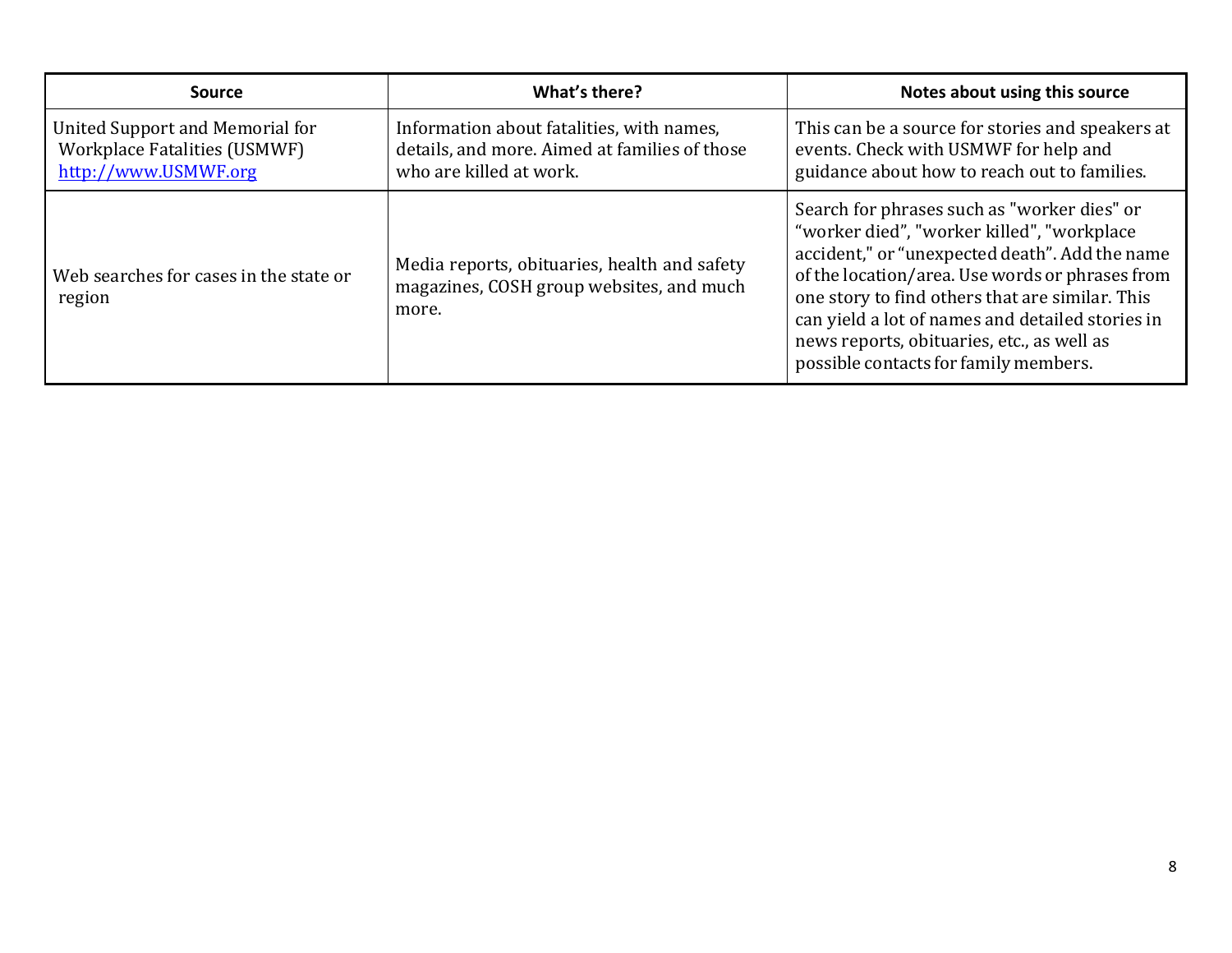| Source | What's there? | Notes about using this source |
|---|---|---|
| United Support and Memorial for Workplace Fatalities (USMWF) http://www.USMWF.org | Information about fatalities, with names, details, and more. Aimed at families of those who are killed at work. | This can be a source for stories and speakers at events. Check with USMWF for help and guidance about how to reach out to families. |
| Web searches for cases in the state or region | Media reports, obituaries, health and safety magazines, COSH group websites, and much more. | Search for phrases such as "worker dies" or "worker died", "worker killed", "workplace accident," or "unexpected death". Add the name of the location/area. Use words or phrases from one story to find others that are similar. This can yield a lot of names and detailed stories in news reports, obituaries, etc., as well as possible contacts for family members. |